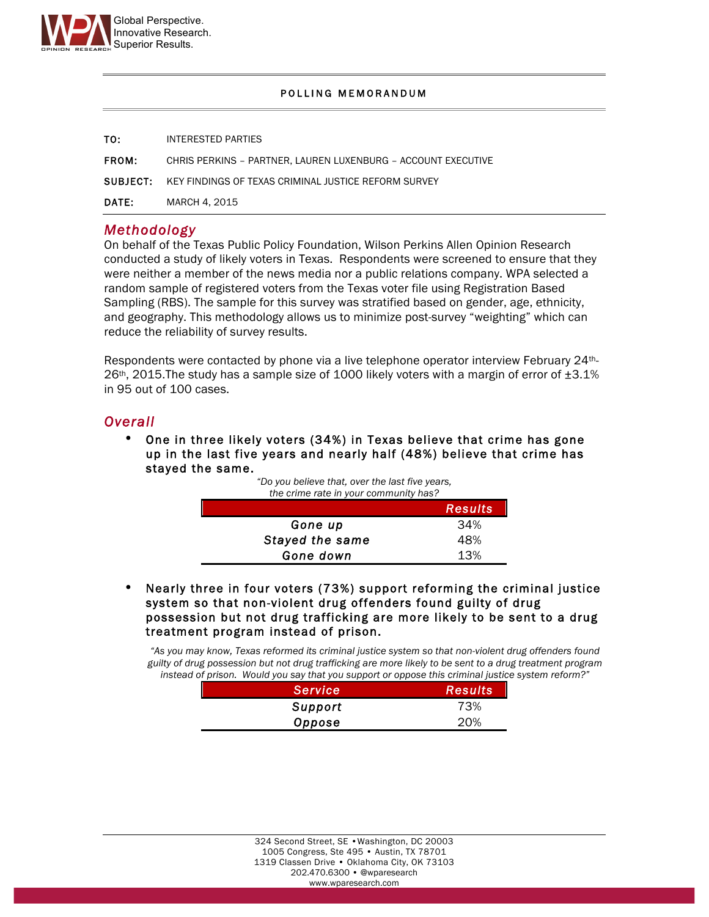Global Perspective.
Innovative Research.
Superior Results.

POLLING MEMORANDUM

**TO:** INTERESTED PARTIES

**FROM:** CHRIS PERKINS – PARTNER, LAUREN LUXENBURG – ACCOUNT EXECUTIVE

**SUBJECT:** KEY FINDINGS OF TEXAS CRIMINAL JUSTICE REFORM SURVEY

**DATE:** MARCH 4, 2015

## Methodology

On behalf of the Texas Public Policy Foundation, Wilson Perkins Allen Opinion Research conducted a study of likely voters in Texas. Respondents were screened to ensure that they were neither a member of the news media nor a public relations company. WPA selected a random sample of registered voters from the Texas voter file using Registration Based Sampling (RBS). The sample for this survey was stratified based on gender, age, ethnicity, and geography. This methodology allows us to minimize post-survey "weighting" which can reduce the reliability of survey results.

Respondents were contacted by phone via a live telephone operator interview February 24th-26th, 2015.The study has a sample size of 1000 likely voters with a margin of error of ±3.1% in 95 out of 100 cases.

## Overall

- **One in three likely voters (34%) in Texas believe that crime has gone up in the last five years and nearly half (48%) believe that crime has stayed the same.**

*"Do you believe that, over the last five years, the crime rate in your community has?*

| | Results |
|---|---|
| Gone up | 34% |
| Stayed the same | 48% |
| Gone down | 13% |

- **Nearly three in four voters (73%) support reforming the criminal justice system so that non-violent drug offenders found guilty of drug possession but not drug trafficking are more likely to be sent to a drug treatment program instead of prison.**

*"As you may know, Texas reformed its criminal justice system so that non-violent drug offenders found guilty of drug possession but not drug trafficking are more likely to be sent to a drug treatment program instead of prison. Would you say that you support or oppose this criminal justice system reform?"*

| Service | Results |
|---|---|
| Support | 73% |
| Oppose | 20% |

324 Second Street, SE • Washington, DC 20003
1005 Congress, Ste 495 • Austin, TX 78701
1319 Classen Drive • Oklahoma City, OK 73103
202.470.6300 • @wparesearch
www.wparesearch.com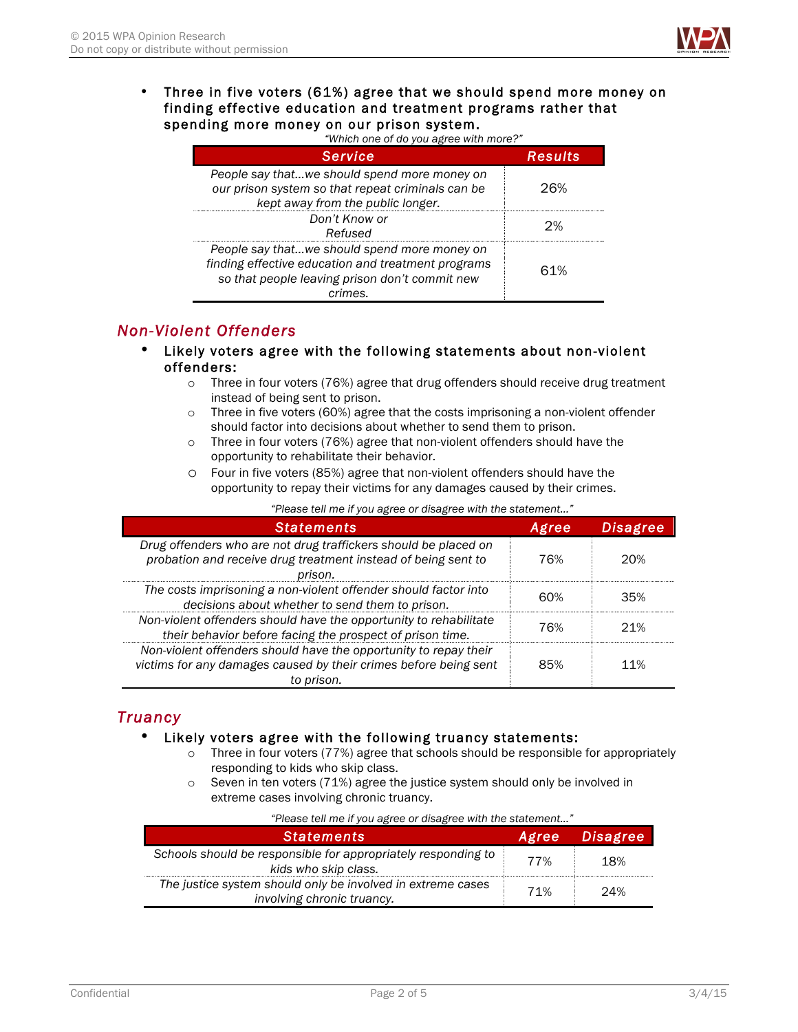- **Three in five voters (61%) agree that we should spend more money on finding effective education and treatment programs rather that spending more money on our prison system.**

*"Which one of do you agree with more?"*

| Service | Results |
|---|---|
| *People say that…we should spend more money on our prison system so that repeat criminals can be kept away from the public longer.* | 26% |
| *Don't Know or Refused* | 2% |
| *People say that…we should spend more money on finding effective education and treatment programs so that people leaving prison don't commit new crimes.* | 61% |

## *Non-Violent Offenders*

- **Likely voters agree with the following statements about non-violent offenders:**
  - Three in four voters (76%) agree that drug offenders should receive drug treatment instead of being sent to prison.
  - Three in five voters (60%) agree that the costs imprisoning a non-violent offender should factor into decisions about whether to send them to prison.
  - Three in four voters (76%) agree that non-violent offenders should have the opportunity to rehabilitate their behavior.
  - Four in five voters (85%) agree that non-violent offenders should have the opportunity to repay their victims for any damages caused by their crimes.

*"Please tell me if you agree or disagree with the statement…"*

| Statements | Agree | Disagree |
|---|---|---|
| *Drug offenders who are not drug traffickers should be placed on probation and receive drug treatment instead of being sent to prison.* | 76% | 20% |
| *The costs imprisoning a non-violent offender should factor into decisions about whether to send them to prison.* | 60% | 35% |
| *Non-violent offenders should have the opportunity to rehabilitate their behavior before facing the prospect of prison time.* | 76% | 21% |
| *Non-violent offenders should have the opportunity to repay their victims for any damages caused by their crimes before being sent to prison.* | 85% | 11% |

## *Truancy*

- **Likely voters agree with the following truancy statements:**
  - Three in four voters (77%) agree that schools should be responsible for appropriately responding to kids who skip class.
  - Seven in ten voters (71%) agree the justice system should only be involved in extreme cases involving chronic truancy.

*"Please tell me if you agree or disagree with the statement…"*

| Statements | Agree | Disagree |
|---|---|---|
| *Schools should be responsible for appropriately responding to kids who skip class.* | 77% | 18% |
| *The justice system should only be involved in extreme cases involving chronic truancy.* | 71% | 24% |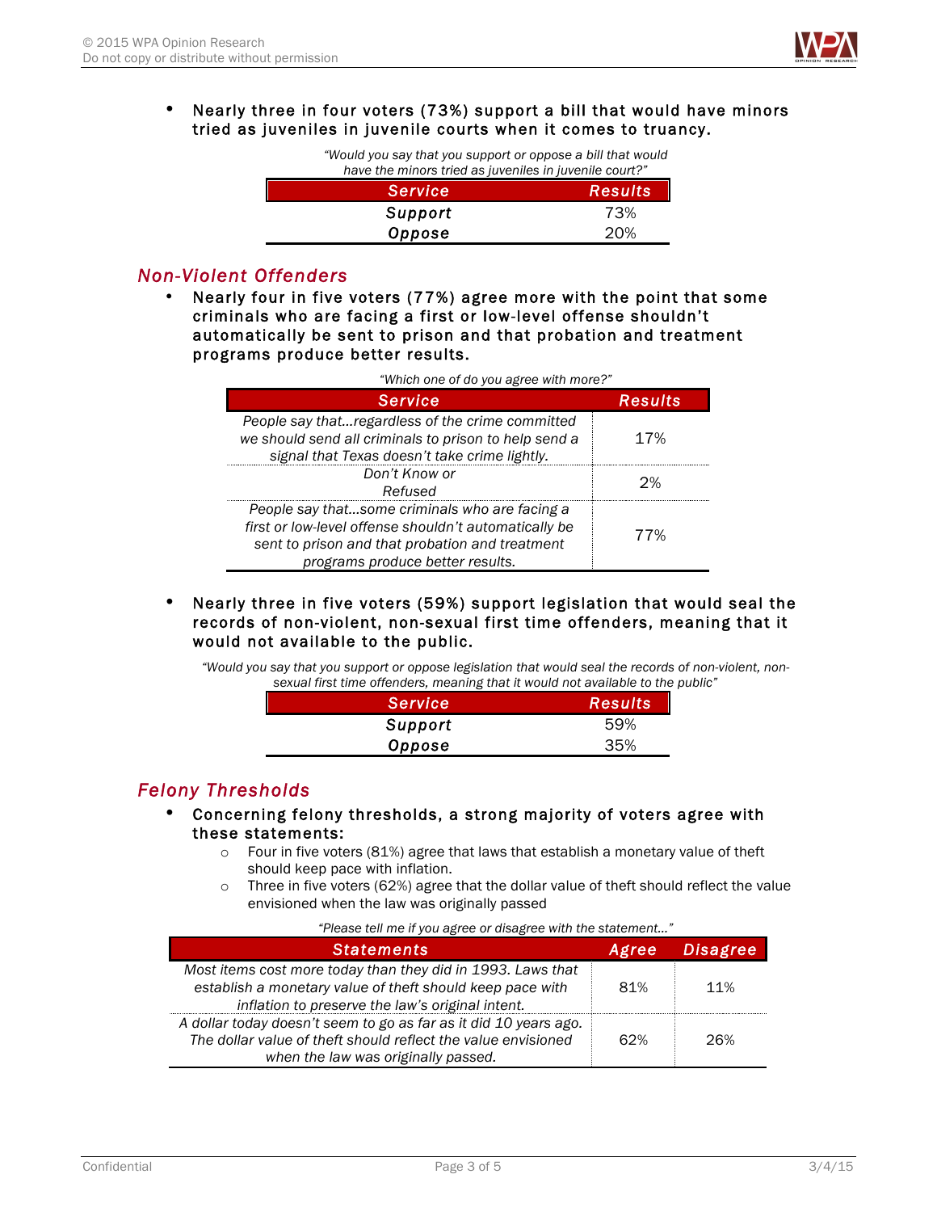- **Nearly three in four voters (73%) support a bill that would have minors tried as juveniles in juvenile courts when it comes to truancy.**

*"Would you say that you support or oppose a bill that would have the minors tried as juveniles in juvenile court?"*

| Service | Results |
|---|---|
| ***Support*** | 73% |
| ***Oppose*** | 20% |

## *Non-Violent Offenders*

- **Nearly four in five voters (77%) agree more with the point that some criminals who are facing a first or low-level offense shouldn't automatically be sent to prison and that probation and treatment programs produce better results.**

*"Which one of do you agree with more?"*

| Service | Results |
|---|---|
| *People say that…regardless of the crime committed we should send all criminals to prison to help send a signal that Texas doesn't take crime lightly.* | 17% |
| *Don't Know or Refused* | 2% |
| *People say that…some criminals who are facing a first or low-level offense shouldn't automatically be sent to prison and that probation and treatment programs produce better results.* | 77% |

- **Nearly three in five voters (59%) support legislation that would seal the records of non-violent, non-sexual first time offenders, meaning that it would not available to the public.**

*"Would you say that you support or oppose legislation that would seal the records of non-violent, non-sexual first time offenders, meaning that it would not available to the public"*

| Service | Results |
|---|---|
| ***Support*** | 59% |
| ***Oppose*** | 35% |

## *Felony Thresholds*

- **Concerning felony thresholds, a strong majority of voters agree with these statements:**
  - Four in five voters (81%) agree that laws that establish a monetary value of theft should keep pace with inflation.
  - Three in five voters (62%) agree that the dollar value of theft should reflect the value envisioned when the law was originally passed

*"Please tell me if you agree or disagree with the statement…"*

| Statements | Agree | Disagree |
|---|---|---|
| *Most items cost more today than they did in 1993. Laws that establish a monetary value of theft should keep pace with inflation to preserve the law's original intent.* | 81% | 11% |
| *A dollar today doesn't seem to go as far as it did 10 years ago. The dollar value of theft should reflect the value envisioned when the law was originally passed.* | 62% | 26% |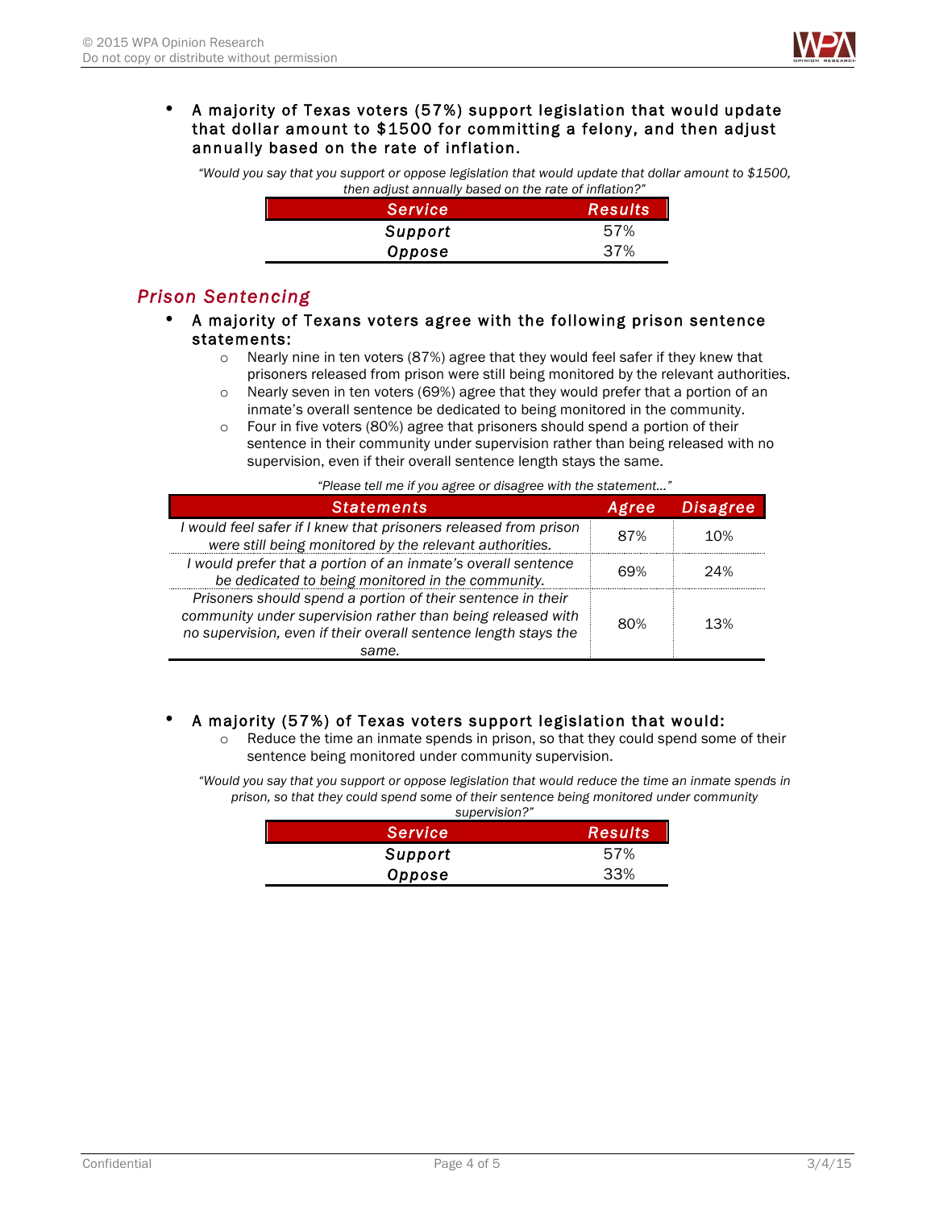- **A majority of Texas voters (57%) support legislation that would update that dollar amount to $1500 for committing a felony, and then adjust annually based on the rate of inflation.**

*"Would you say that you support or oppose legislation that would update that dollar amount to $1500, then adjust annually based on the rate of inflation?"*

| Service | Results |
|---|---|
| Support | 57% |
| Oppose | 37% |

## *Prison Sentencing*

- **A majority of Texans voters agree with the following prison sentence statements:**
  - Nearly nine in ten voters (87%) agree that they would feel safer if they knew that prisoners released from prison were still being monitored by the relevant authorities.
  - Nearly seven in ten voters (69%) agree that they would prefer that a portion of an inmate's overall sentence be dedicated to being monitored in the community.
  - Four in five voters (80%) agree that prisoners should spend a portion of their sentence in their community under supervision rather than being released with no supervision, even if their overall sentence length stays the same.

*"Please tell me if you agree or disagree with the statement..."*

| Statements | Agree | Disagree |
|---|---|---|
| *I would feel safer if I knew that prisoners released from prison were still being monitored by the relevant authorities.* | 87% | 10% |
| *I would prefer that a portion of an inmate's overall sentence be dedicated to being monitored in the community.* | 69% | 24% |
| *Prisoners should spend a portion of their sentence in their community under supervision rather than being released with no supervision, even if their overall sentence length stays the same.* | 80% | 13% |

- **A majority (57%) of Texas voters support legislation that would:**
  - Reduce the time an inmate spends in prison, so that they could spend some of their sentence being monitored under community supervision.

*"Would you say that you support or oppose legislation that would reduce the time an inmate spends in prison, so that they could spend some of their sentence being monitored under community supervision?"*

| Service | Results |
|---|---|
| Support | 57% |
| Oppose | 33% |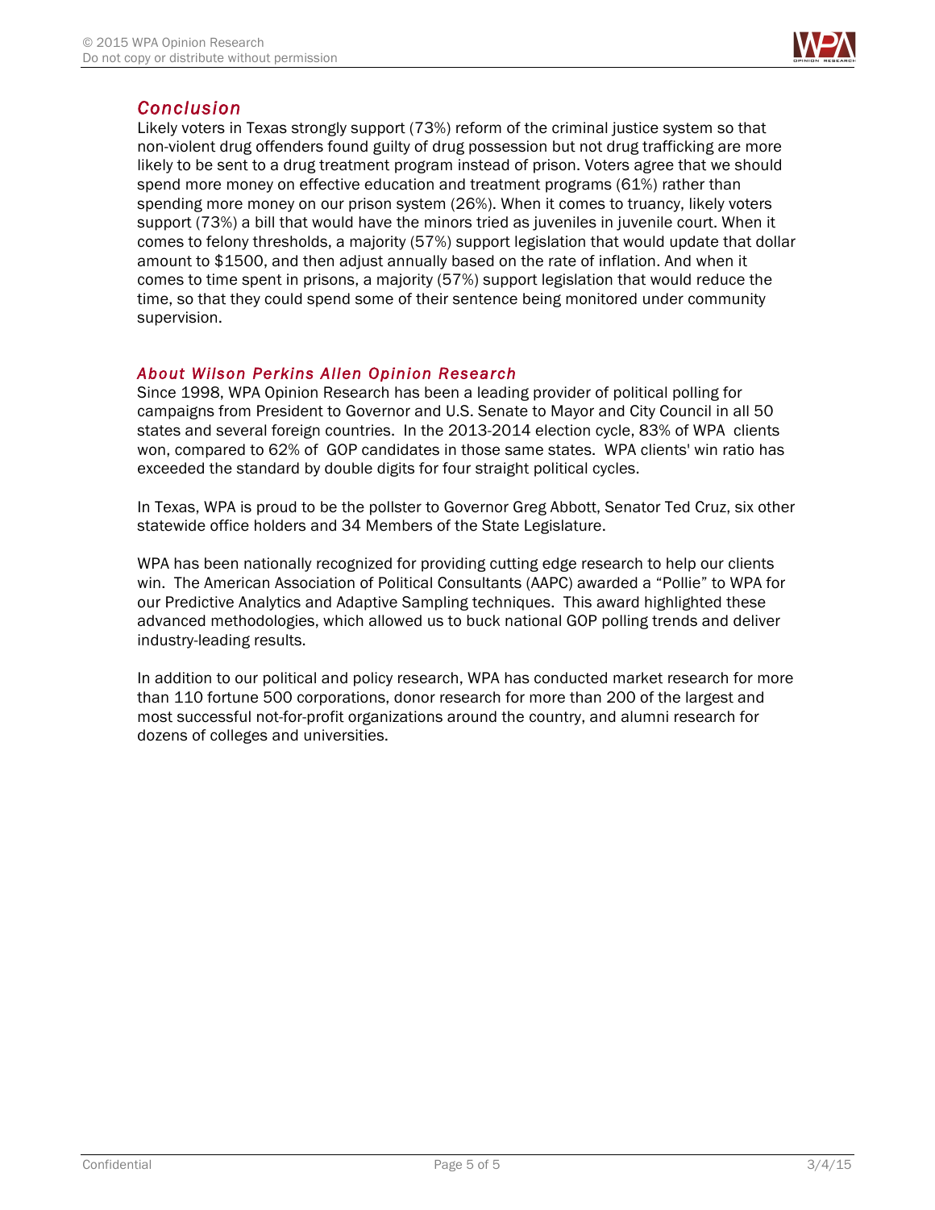## *Conclusion*

Likely voters in Texas strongly support (73%) reform of the criminal justice system so that non-violent drug offenders found guilty of drug possession but not drug trafficking are more likely to be sent to a drug treatment program instead of prison. Voters agree that we should spend more money on effective education and treatment programs (61%) rather than spending more money on our prison system (26%). When it comes to truancy, likely voters support (73%) a bill that would have the minors tried as juveniles in juvenile court. When it comes to felony thresholds, a majority (57%) support legislation that would update that dollar amount to $1500, and then adjust annually based on the rate of inflation. And when it comes to time spent in prisons, a majority (57%) support legislation that would reduce the time, so that they could spend some of their sentence being monitored under community supervision.

### *About Wilson Perkins Allen Opinion Research*

Since 1998, WPA Opinion Research has been a leading provider of political polling for campaigns from President to Governor and U.S. Senate to Mayor and City Council in all 50 states and several foreign countries. In the 2013-2014 election cycle, 83% of WPA clients won, compared to 62% of GOP candidates in those same states. WPA clients' win ratio has exceeded the standard by double digits for four straight political cycles.

In Texas, WPA is proud to be the pollster to Governor Greg Abbott, Senator Ted Cruz, six other statewide office holders and 34 Members of the State Legislature.

WPA has been nationally recognized for providing cutting edge research to help our clients win. The American Association of Political Consultants (AAPC) awarded a "Pollie" to WPA for our Predictive Analytics and Adaptive Sampling techniques. This award highlighted these advanced methodologies, which allowed us to buck national GOP polling trends and deliver industry-leading results.

In addition to our political and policy research, WPA has conducted market research for more than 110 fortune 500 corporations, donor research for more than 200 of the largest and most successful not-for-profit organizations around the country, and alumni research for dozens of colleges and universities.